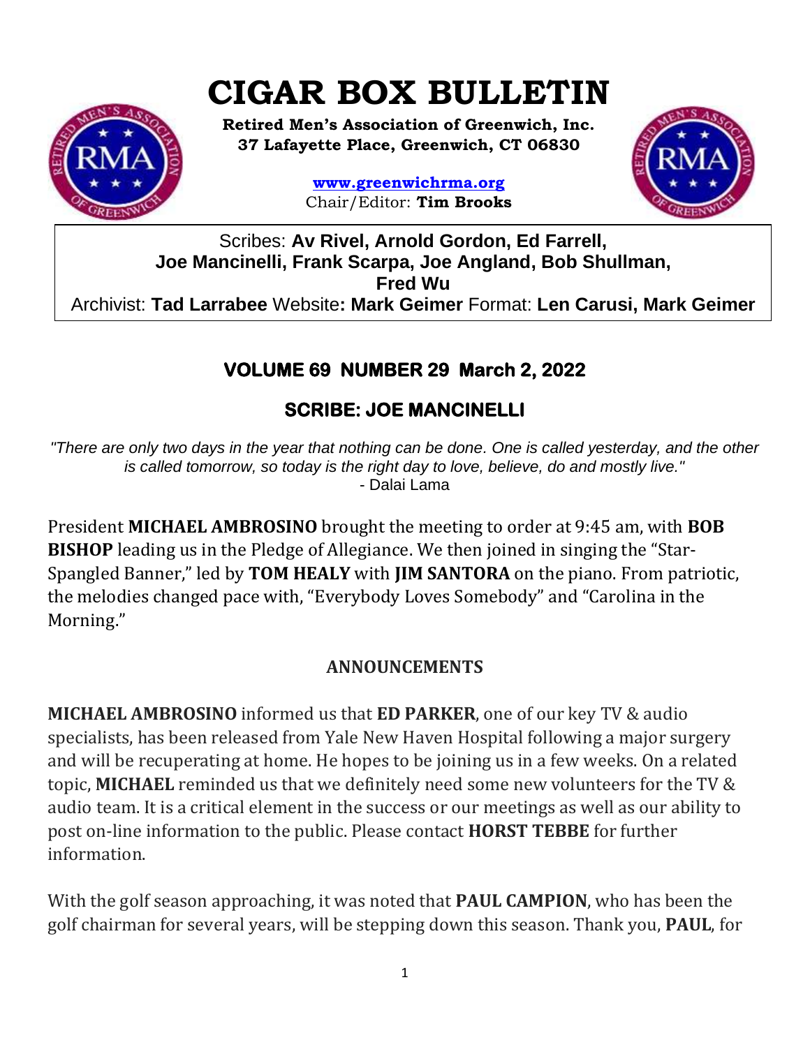# CIGAR BOX BULLETIN

**Retired Men's Association of Greenwich, Inc.**
**37 Lafayette Place, Greenwich, CT 06830**

**www.greenwichrma.org**
Chair/Editor: **Tim Brooks**

Scribes: **Av Rivel, Arnold Gordon, Ed Farrell, Joe Mancinelli, Frank Scarpa, Joe Angland, Bob Shullman, Fred Wu**
Archivist: **Tad Larrabee** Website**: Mark Geimer** Format: **Len Carusi, Mark Geimer**

## VOLUME 69 NUMBER 29 March 2, 2022

## SCRIBE: JOE MANCINELLI

*"There are only two days in the year that nothing can be done. One is called yesterday, and the other is called tomorrow, so today is the right day to love, believe, do and mostly live."*
- Dalai Lama

President **MICHAEL AMBROSINO** brought the meeting to order at 9:45 am, with **BOB BISHOP** leading us in the Pledge of Allegiance. We then joined in singing the "Star-Spangled Banner," led by **TOM HEALY** with **JIM SANTORA** on the piano. From patriotic, the melodies changed pace with, "Everybody Loves Somebody" and "Carolina in the Morning."

### ANNOUNCEMENTS

**MICHAEL AMBROSINO** informed us that **ED PARKER**, one of our key TV & audio specialists, has been released from Yale New Haven Hospital following a major surgery and will be recuperating at home. He hopes to be joining us in a few weeks. On a related topic, **MICHAEL** reminded us that we definitely need some new volunteers for the TV & audio team. It is a critical element in the success or our meetings as well as our ability to post on-line information to the public. Please contact **HORST TEBBE** for further information.

With the golf season approaching, it was noted that **PAUL CAMPION**, who has been the golf chairman for several years, will be stepping down this season. Thank you, **PAUL**, for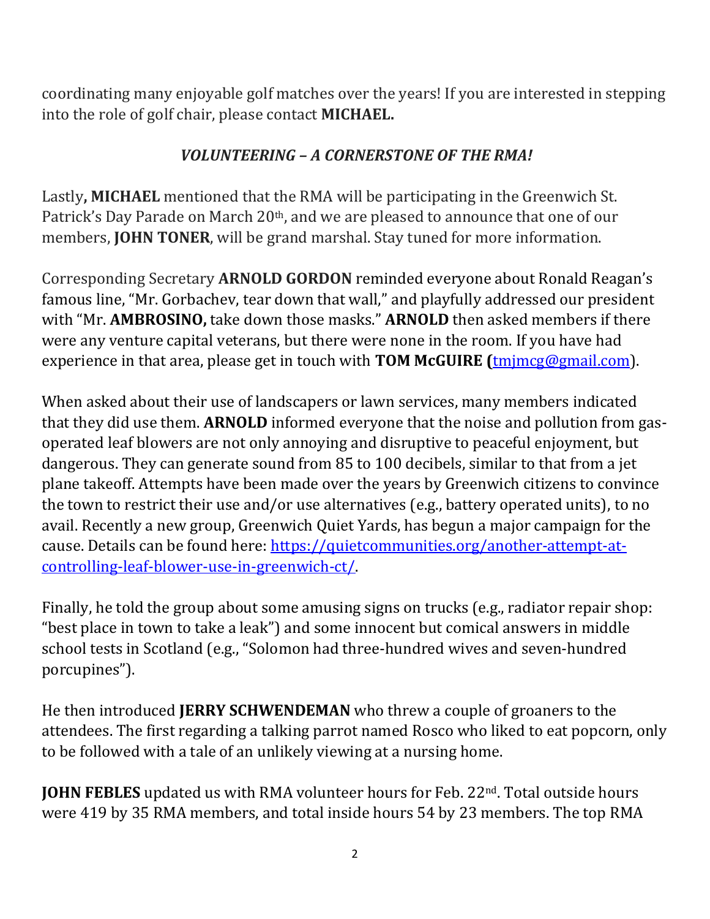coordinating many enjoyable golf matches over the years! If you are interested in stepping into the role of golf chair, please contact **MICHAEL.**

### *VOLUNTEERING – A CORNERSTONE OF THE RMA!*

Lastly**, MICHAEL** mentioned that the RMA will be participating in the Greenwich St. Patrick's Day Parade on March 20th, and we are pleased to announce that one of our members, **JOHN TONER**, will be grand marshal. Stay tuned for more information.

Corresponding Secretary **ARNOLD GORDON** reminded everyone about Ronald Reagan's famous line, "Mr. Gorbachev, tear down that wall," and playfully addressed our president with "Mr. **AMBROSINO,** take down those masks." **ARNOLD** then asked members if there were any venture capital veterans, but there were none in the room. If you have had experience in that area, please get in touch with **TOM McGUIRE (**tmjmcg@gmail.com).

When asked about their use of landscapers or lawn services, many members indicated that they did use them. **ARNOLD** informed everyone that the noise and pollution from gas-operated leaf blowers are not only annoying and disruptive to peaceful enjoyment, but dangerous. They can generate sound from 85 to 100 decibels, similar to that from a jet plane takeoff. Attempts have been made over the years by Greenwich citizens to convince the town to restrict their use and/or use alternatives (e.g., battery operated units), to no avail. Recently a new group, Greenwich Quiet Yards, has begun a major campaign for the cause. Details can be found here: https://quietcommunities.org/another-attempt-at-controlling-leaf-blower-use-in-greenwich-ct/.

Finally, he told the group about some amusing signs on trucks (e.g., radiator repair shop: "best place in town to take a leak") and some innocent but comical answers in middle school tests in Scotland (e.g., "Solomon had three-hundred wives and seven-hundred porcupines").

He then introduced **JERRY SCHWENDEMAN** who threw a couple of groaners to the attendees. The first regarding a talking parrot named Rosco who liked to eat popcorn, only to be followed with a tale of an unlikely viewing at a nursing home.

**JOHN FEBLES** updated us with RMA volunteer hours for Feb. 22nd. Total outside hours were 419 by 35 RMA members, and total inside hours 54 by 23 members. The top RMA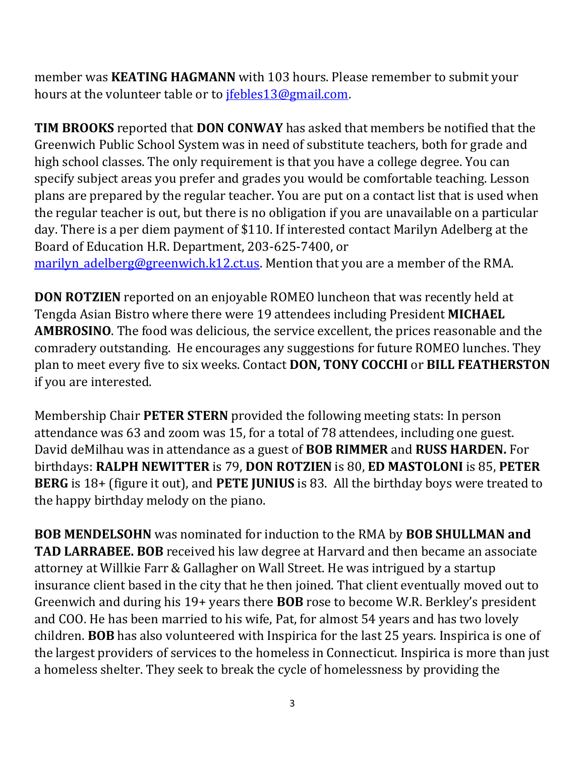member was **KEATING HAGMANN** with 103 hours. Please remember to submit your hours at the volunteer table or to jfebles13@gmail.com.

**TIM BROOKS** reported that **DON CONWAY** has asked that members be notified that the Greenwich Public School System was in need of substitute teachers, both for grade and high school classes. The only requirement is that you have a college degree. You can specify subject areas you prefer and grades you would be comfortable teaching. Lesson plans are prepared by the regular teacher. You are put on a contact list that is used when the regular teacher is out, but there is no obligation if you are unavailable on a particular day. There is a per diem payment of $110. If interested contact Marilyn Adelberg at the Board of Education H.R. Department, 203-625-7400, or marilyn_adelberg@greenwich.k12.ct.us. Mention that you are a member of the RMA.

**DON ROTZIEN** reported on an enjoyable ROMEO luncheon that was recently held at Tengda Asian Bistro where there were 19 attendees including President **MICHAEL AMBROSINO**. The food was delicious, the service excellent, the prices reasonable and the comradery outstanding. He encourages any suggestions for future ROMEO lunches. They plan to meet every five to six weeks. Contact **DON, TONY COCCHI** or **BILL FEATHERSTON** if you are interested.

Membership Chair **PETER STERN** provided the following meeting stats: In person attendance was 63 and zoom was 15, for a total of 78 attendees, including one guest. David deMilhau was in attendance as a guest of **BOB RIMMER** and **RUSS HARDEN.** For birthdays: **RALPH NEWITTER** is 79, **DON ROTZIEN** is 80, **ED MASTOLONI** is 85, **PETER BERG** is 18+ (figure it out), and **PETE JUNIUS** is 83. All the birthday boys were treated to the happy birthday melody on the piano.

**BOB MENDELSOHN** was nominated for induction to the RMA by **BOB SHULLMAN and TAD LARRABEE. BOB** received his law degree at Harvard and then became an associate attorney at Willkie Farr & Gallagher on Wall Street. He was intrigued by a startup insurance client based in the city that he then joined. That client eventually moved out to Greenwich and during his 19+ years there **BOB** rose to become W.R. Berkley's president and COO. He has been married to his wife, Pat, for almost 54 years and has two lovely children. **BOB** has also volunteered with Inspirica for the last 25 years. Inspirica is one of the largest providers of services to the homeless in Connecticut. Inspirica is more than just a homeless shelter. They seek to break the cycle of homelessness by providing the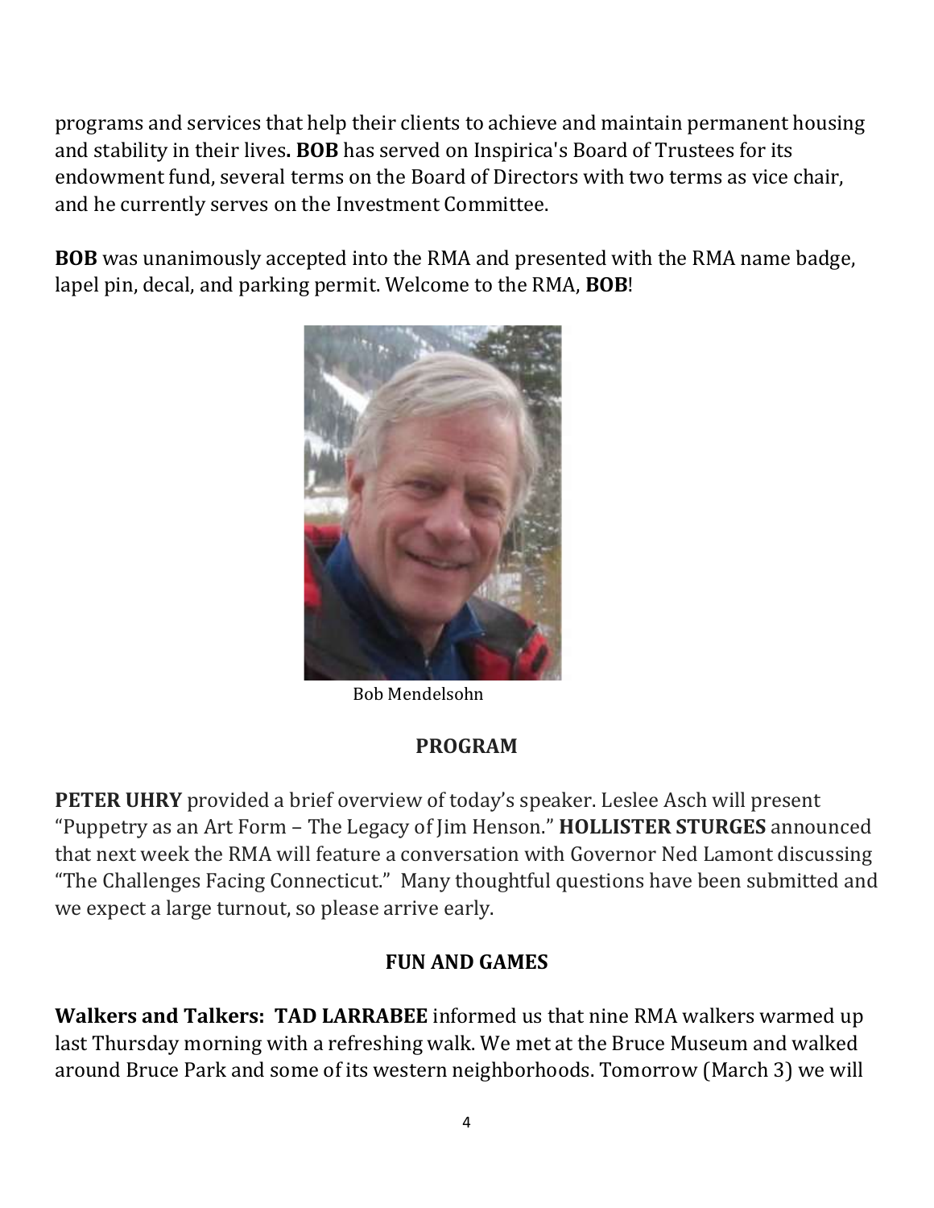programs and services that help their clients to achieve and maintain permanent housing and stability in their lives**. BOB** has served on Inspirica's Board of Trustees for its endowment fund, several terms on the Board of Directors with two terms as vice chair, and he currently serves on the Investment Committee.

**BOB** was unanimously accepted into the RMA and presented with the RMA name badge, lapel pin, decal, and parking permit. Welcome to the RMA, **BOB**!

Bob Mendelsohn

## PROGRAM

**PETER UHRY** provided a brief overview of today's speaker. Leslee Asch will present "Puppetry as an Art Form – The Legacy of Jim Henson." **HOLLISTER STURGES** announced that next week the RMA will feature a conversation with Governor Ned Lamont discussing "The Challenges Facing Connecticut." Many thoughtful questions have been submitted and we expect a large turnout, so please arrive early.

## FUN AND GAMES

**Walkers and Talkers: TAD LARRABEE** informed us that nine RMA walkers warmed up last Thursday morning with a refreshing walk. We met at the Bruce Museum and walked around Bruce Park and some of its western neighborhoods. Tomorrow (March 3) we will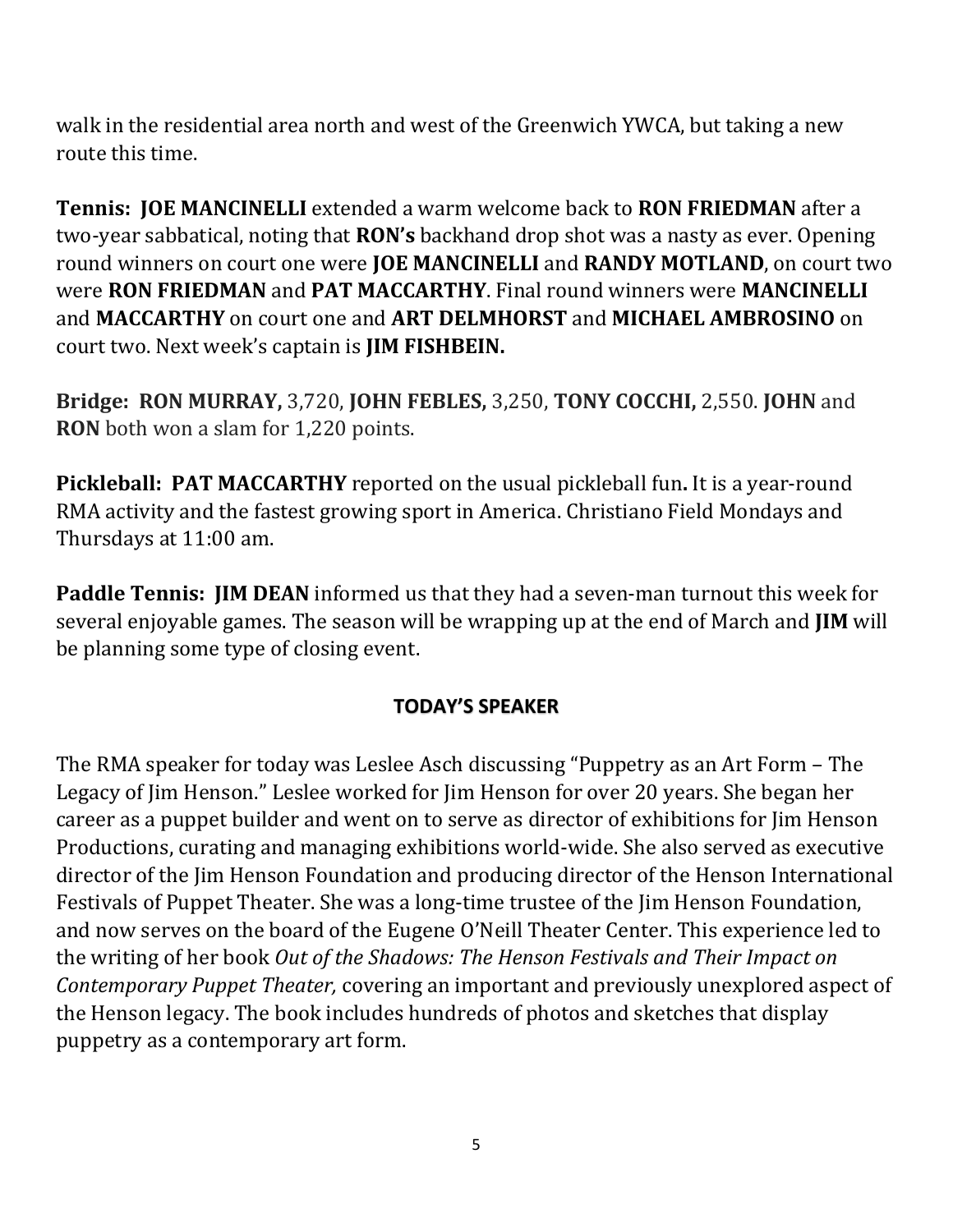walk in the residential area north and west of the Greenwich YWCA, but taking a new route this time.

**Tennis: JOE MANCINELLI** extended a warm welcome back to **RON FRIEDMAN** after a two-year sabbatical, noting that **RON's** backhand drop shot was a nasty as ever. Opening round winners on court one were **JOE MANCINELLI** and **RANDY MOTLAND**, on court two were **RON FRIEDMAN** and **PAT MACCARTHY**. Final round winners were **MANCINELLI** and **MACCARTHY** on court one and **ART DELMHORST** and **MICHAEL AMBROSINO** on court two. Next week's captain is **JIM FISHBEIN.**

**Bridge: RON MURRAY,** 3,720, **JOHN FEBLES,** 3,250, **TONY COCCHI,** 2,550. **JOHN** and **RON** both won a slam for 1,220 points.

**Pickleball: PAT MACCARTHY** reported on the usual pickleball fun**.** It is a year-round RMA activity and the fastest growing sport in America. Christiano Field Mondays and Thursdays at 11:00 am.

**Paddle Tennis: JIM DEAN** informed us that they had a seven-man turnout this week for several enjoyable games. The season will be wrapping up at the end of March and **JIM** will be planning some type of closing event.

## TODAY'S SPEAKER

The RMA speaker for today was Leslee Asch discussing "Puppetry as an Art Form – The Legacy of Jim Henson." Leslee worked for Jim Henson for over 20 years. She began her career as a puppet builder and went on to serve as director of exhibitions for Jim Henson Productions, curating and managing exhibitions world-wide. She also served as executive director of the Jim Henson Foundation and producing director of the Henson International Festivals of Puppet Theater. She was a long-time trustee of the Jim Henson Foundation, and now serves on the board of the Eugene O'Neill Theater Center. This experience led to the writing of her book *Out of the Shadows: The Henson Festivals and Their Impact on Contemporary Puppet Theater,* covering an important and previously unexplored aspect of the Henson legacy. The book includes hundreds of photos and sketches that display puppetry as a contemporary art form.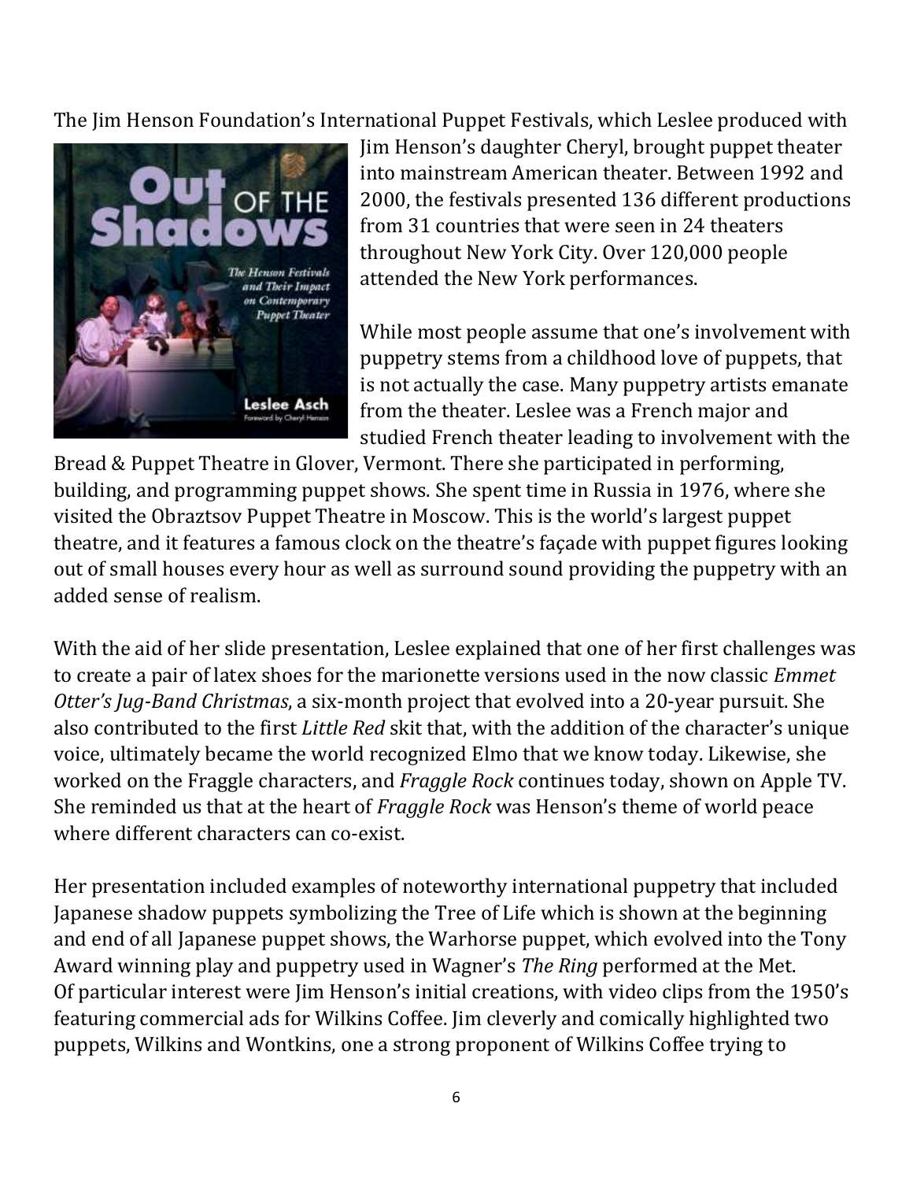The Jim Henson Foundation's International Puppet Festivals, which Leslee produced with Jim Henson's daughter Cheryl, brought puppet theater into mainstream American theater. Between 1992 and 2000, the festivals presented 136 different productions from 31 countries that were seen in 24 theaters throughout New York City. Over 120,000 people attended the New York performances.

While most people assume that one's involvement with puppetry stems from a childhood love of puppets, that is not actually the case. Many puppetry artists emanate from the theater. Leslee was a French major and studied French theater leading to involvement with the Bread & Puppet Theatre in Glover, Vermont. There she participated in performing, building, and programming puppet shows. She spent time in Russia in 1976, where she visited the Obraztsov Puppet Theatre in Moscow. This is the world's largest puppet theatre, and it features a famous clock on the theatre's façade with puppet figures looking out of small houses every hour as well as surround sound providing the puppetry with an added sense of realism.

With the aid of her slide presentation, Leslee explained that one of her first challenges was to create a pair of latex shoes for the marionette versions used in the now classic *Emmet Otter's Jug-Band Christmas*, a six-month project that evolved into a 20-year pursuit. She also contributed to the first *Little Red* skit that, with the addition of the character's unique voice, ultimately became the world recognized Elmo that we know today. Likewise, she worked on the Fraggle characters, and *Fraggle Rock* continues today, shown on Apple TV. She reminded us that at the heart of *Fraggle Rock* was Henson's theme of world peace where different characters can co-exist.

Her presentation included examples of noteworthy international puppetry that included Japanese shadow puppets symbolizing the Tree of Life which is shown at the beginning and end of all Japanese puppet shows, the Warhorse puppet, which evolved into the Tony Award winning play and puppetry used in Wagner's *The Ring* performed at the Met. Of particular interest were Jim Henson's initial creations, with video clips from the 1950's featuring commercial ads for Wilkins Coffee. Jim cleverly and comically highlighted two puppets, Wilkins and Wontkins, one a strong proponent of Wilkins Coffee trying to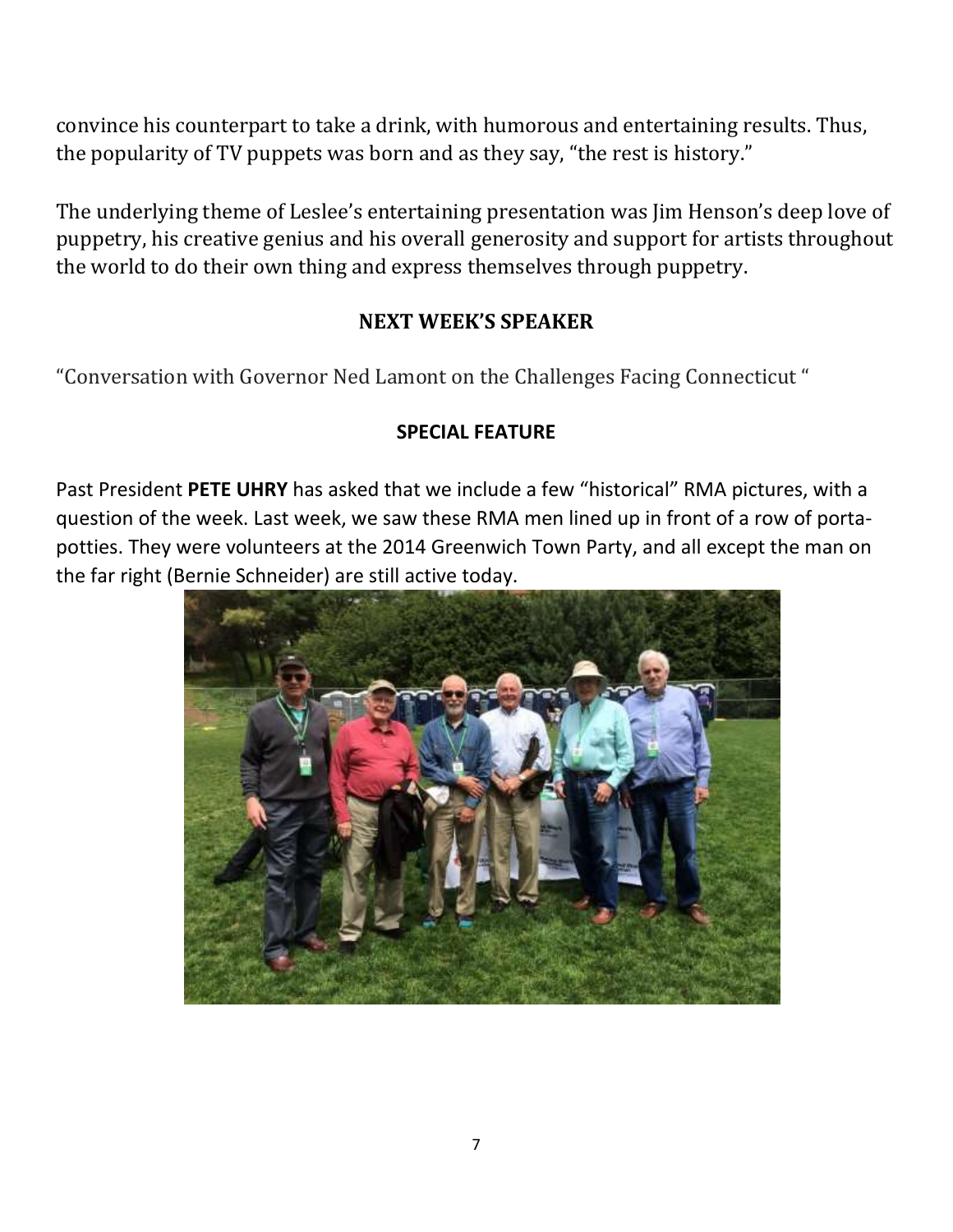convince his counterpart to take a drink, with humorous and entertaining results. Thus, the popularity of TV puppets was born and as they say, "the rest is history."

The underlying theme of Leslee's entertaining presentation was Jim Henson's deep love of puppetry, his creative genius and his overall generosity and support for artists throughout the world to do their own thing and express themselves through puppetry.

## NEXT WEEK'S SPEAKER

"Conversation with Governor Ned Lamont on the Challenges Facing Connecticut "

## SPECIAL FEATURE

Past President **PETE UHRY** has asked that we include a few "historical" RMA pictures, with a question of the week. Last week, we saw these RMA men lined up in front of a row of porta-potties. They were volunteers at the 2014 Greenwich Town Party, and all except the man on the far right (Bernie Schneider) are still active today.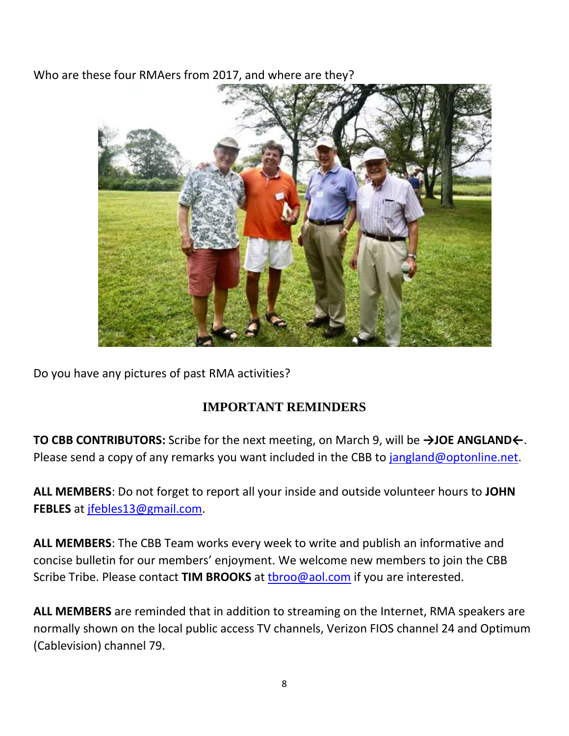Who are these four RMAers from 2017, and where are they?

Do you have any pictures of past RMA activities?

## IMPORTANT REMINDERS

**TO CBB CONTRIBUTORS:** Scribe for the next meeting, on March 9, will be **→JOE ANGLAND←**. Please send a copy of any remarks you want included in the CBB to jangland@optonline.net.

**ALL MEMBERS**: Do not forget to report all your inside and outside volunteer hours to **JOHN FEBLES** at jfebles13@gmail.com.

**ALL MEMBERS**: The CBB Team works every week to write and publish an informative and concise bulletin for our members' enjoyment. We welcome new members to join the CBB Scribe Tribe. Please contact **TIM BROOKS** at tbroo@aol.com if you are interested.

**ALL MEMBERS** are reminded that in addition to streaming on the Internet, RMA speakers are normally shown on the local public access TV channels, Verizon FIOS channel 24 and Optimum (Cablevision) channel 79.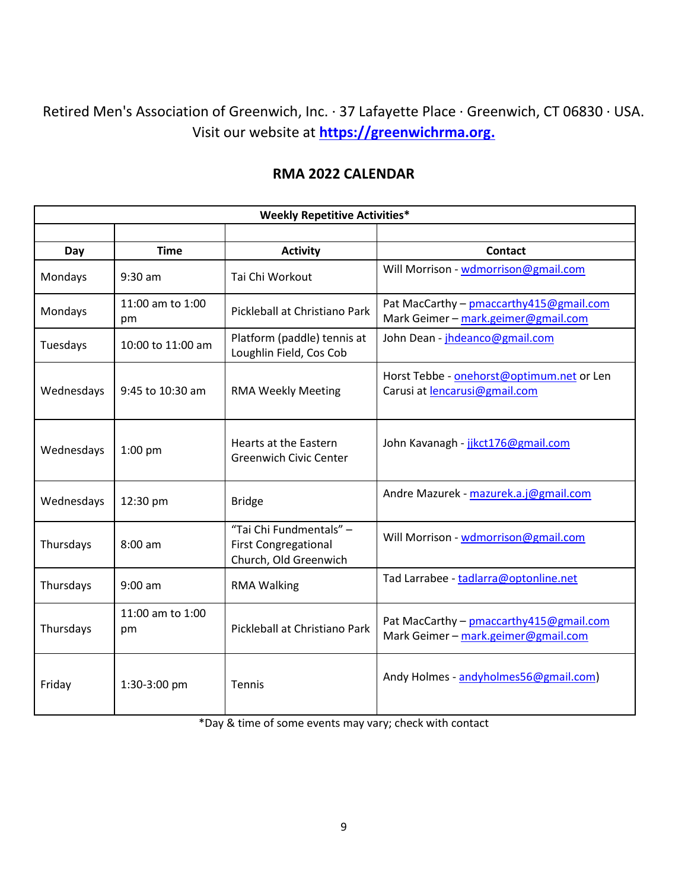Retired Men's Association of Greenwich, Inc. · 37 Lafayette Place · Greenwich, CT 06830 · USA.
Visit our website at **https://greenwichrma.org.**

## RMA 2022 CALENDAR

| Weekly Repetitive Activities* | | | |
|---|---|---|---|
| | | | |
| **Day** | **Time** | **Activity** | **Contact** |
| Mondays | 9:30 am | Tai Chi Workout | Will Morrison - wdmorrison@gmail.com |
| Mondays | 11:00 am to 1:00 pm | Pickleball at Christiano Park | Pat MacCarthy – pmaccarthy415@gmail.com Mark Geimer – mark.geimer@gmail.com |
| Tuesdays | 10:00 to 11:00 am | Platform (paddle) tennis at Loughlin Field, Cos Cob | John Dean - jhdeanco@gmail.com |
| Wednesdays | 9:45 to 10:30 am | RMA Weekly Meeting | Horst Tebbe - onehorst@optimum.net or Len Carusi at lencarusi@gmail.com |
| Wednesdays | 1:00 pm | Hearts at the Eastern Greenwich Civic Center | John Kavanagh - jjkct176@gmail.com |
| Wednesdays | 12:30 pm | Bridge | Andre Mazurek - mazurek.a.j@gmail.com |
| Thursdays | 8:00 am | "Tai Chi Fundmentals" – First Congregational Church, Old Greenwich | Will Morrison - wdmorrison@gmail.com |
| Thursdays | 9:00 am | RMA Walking | Tad Larrabee - tadlarra@optonline.net |
| Thursdays | 11:00 am to 1:00 pm | Pickleball at Christiano Park | Pat MacCarthy – pmaccarthy415@gmail.com Mark Geimer – mark.geimer@gmail.com |
| Friday | 1:30-3:00 pm | Tennis | Andy Holmes - andyholmes56@gmail.com) |

*Day & time of some events may vary; check with contact